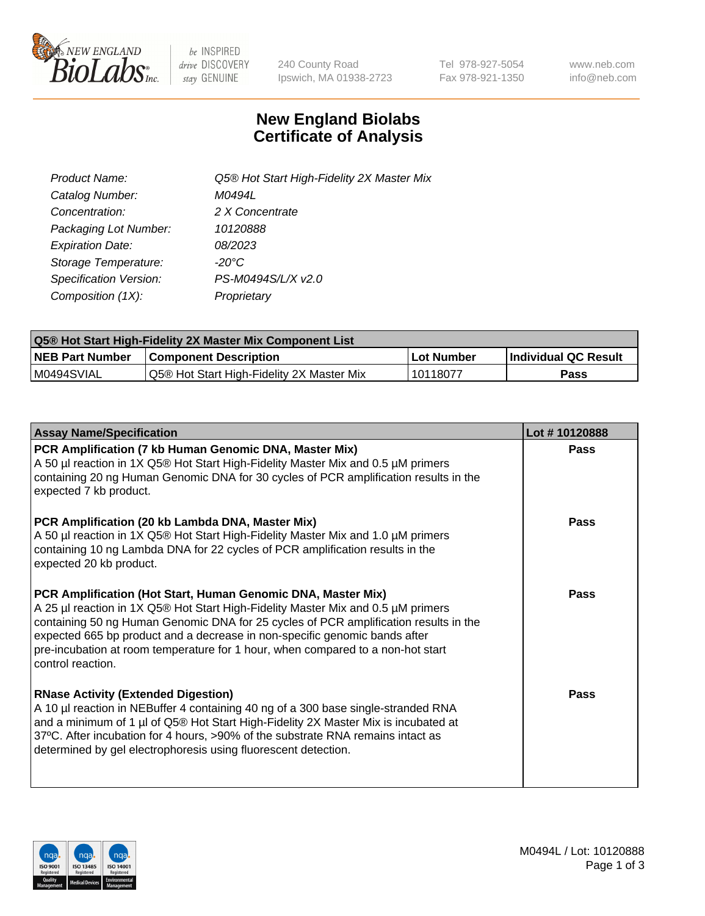NEW ENGLAND BioLabs Inc. — be INSPIRED drive DISCOVERY stay GENUINE

240 County Road
Ipswich, MA 01938-2723

Tel 978-927-5054
Fax 978-921-1350

www.neb.com
info@neb.com

# New England Biolabs
# Certificate of Analysis

| | |
|---|---|
| *Product Name:* | *Q5® Hot Start High-Fidelity 2X Master Mix* |
| *Catalog Number:* | *M0494L* |
| *Concentration:* | *2 X Concentrate* |
| *Packaging Lot Number:* | *10120888* |
| *Expiration Date:* | *08/2023* |
| *Storage Temperature:* | *-20°C* |
| *Specification Version:* | *PS-M0494S/L/X v2.0* |
| *Composition (1X):* | *Proprietary* |

| Q5® Hot Start High-Fidelity 2X Master Mix Component List | | | |
|---|---|---|---|
| **NEB Part Number** | **Component Description** | **Lot Number** | **Individual QC Result** |
| M0494SVIAL | Q5® Hot Start High-Fidelity 2X Master Mix | 10118077 | **Pass** |

| Assay Name/Specification | Lot # 10120888 |
|---|---|
| **PCR Amplification (7 kb Human Genomic DNA, Master Mix)**<br>A 50 µl reaction in 1X Q5® Hot Start High-Fidelity Master Mix and 0.5 µM primers containing 20 ng Human Genomic DNA for 30 cycles of PCR amplification results in the expected 7 kb product. | **Pass** |
| **PCR Amplification (20 kb Lambda DNA, Master Mix)**<br>A 50 µl reaction in 1X Q5® Hot Start High-Fidelity Master Mix and 1.0 µM primers containing 10 ng Lambda DNA for 22 cycles of PCR amplification results in the expected 20 kb product. | **Pass** |
| **PCR Amplification (Hot Start, Human Genomic DNA, Master Mix)**<br>A 25 µl reaction in 1X Q5® Hot Start High-Fidelity Master Mix and 0.5 µM primers containing 50 ng Human Genomic DNA for 25 cycles of PCR amplification results in the expected 665 bp product and a decrease in non-specific genomic bands after pre-incubation at room temperature for 1 hour, when compared to a non-hot start control reaction. | **Pass** |
| **RNase Activity (Extended Digestion)**<br>A 10 µl reaction in NEBuffer 4 containing 40 ng of a 300 base single-stranded RNA and a minimum of 1 µl of Q5® Hot Start High-Fidelity 2X Master Mix is incubated at 37ºC. After incubation for 4 hours, >90% of the substrate RNA remains intact as determined by gel electrophoresis using fluorescent detection. | **Pass** |

M0494L / Lot: 10120888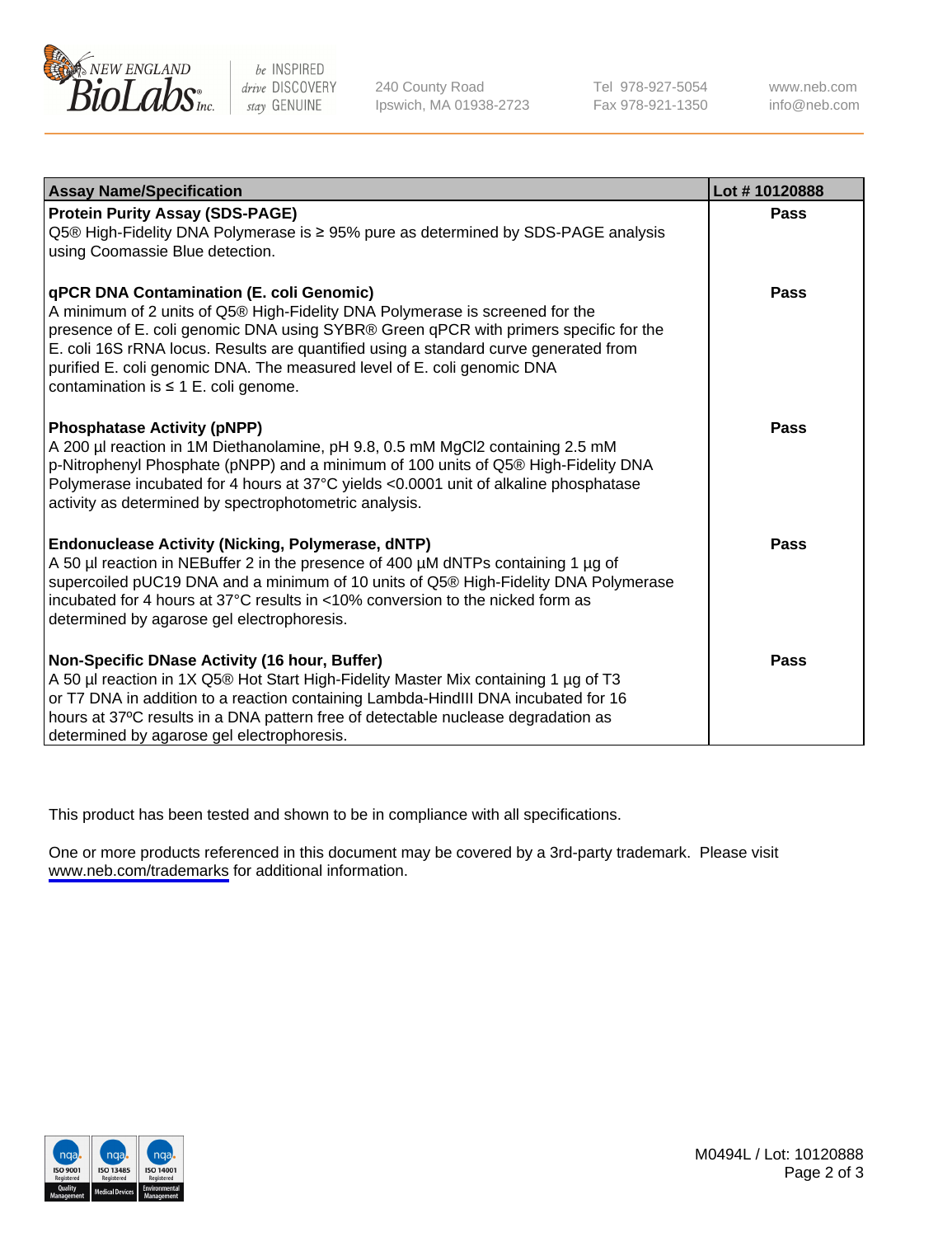| Assay Name/Specification | Lot # 10120888 |
|---|---|
| **Protein Purity Assay (SDS-PAGE)**<br>Q5® High-Fidelity DNA Polymerase is ≥ 95% pure as determined by SDS-PAGE analysis using Coomassie Blue detection. | Pass |
| **qPCR DNA Contamination (E. coli Genomic)**<br>A minimum of 2 units of Q5® High-Fidelity DNA Polymerase is screened for the presence of E. coli genomic DNA using SYBR® Green qPCR with primers specific for the E. coli 16S rRNA locus. Results are quantified using a standard curve generated from purified E. coli genomic DNA. The measured level of E. coli genomic DNA contamination is ≤ 1 E. coli genome. | Pass |
| **Phosphatase Activity (pNPP)**<br>A 200 µl reaction in 1M Diethanolamine, pH 9.8, 0.5 mM $MgCl_2$ containing 2.5 mM p-Nitrophenyl Phosphate (pNPP) and a minimum of 100 units of Q5® High-Fidelity DNA Polymerase incubated for 4 hours at 37°C yields <0.0001 unit of alkaline phosphatase activity as determined by spectrophotometric analysis. | Pass |
| **Endonuclease Activity (Nicking, Polymerase, dNTP)**<br>A 50 µl reaction in NEBuffer 2 in the presence of 400 µM dNTPs containing 1 µg of supercoiled pUC19 DNA and a minimum of 10 units of Q5® High-Fidelity DNA Polymerase incubated for 4 hours at 37°C results in <10% conversion to the nicked form as determined by agarose gel electrophoresis. | Pass |
| **Non-Specific DNase Activity (16 hour, Buffer)**<br>A 50 µl reaction in 1X Q5® Hot Start High-Fidelity Master Mix containing 1 µg of T3 or T7 DNA in addition to a reaction containing Lambda-HindIII DNA incubated for 16 hours at 37ºC results in a DNA pattern free of detectable nuclease degradation as determined by agarose gel electrophoresis. | Pass |

This product has been tested and shown to be in compliance with all specifications.

One or more products referenced in this document may be covered by a 3rd-party trademark. Please visit www.neb.com/trademarks for additional information.

M0494L / Lot: 10120888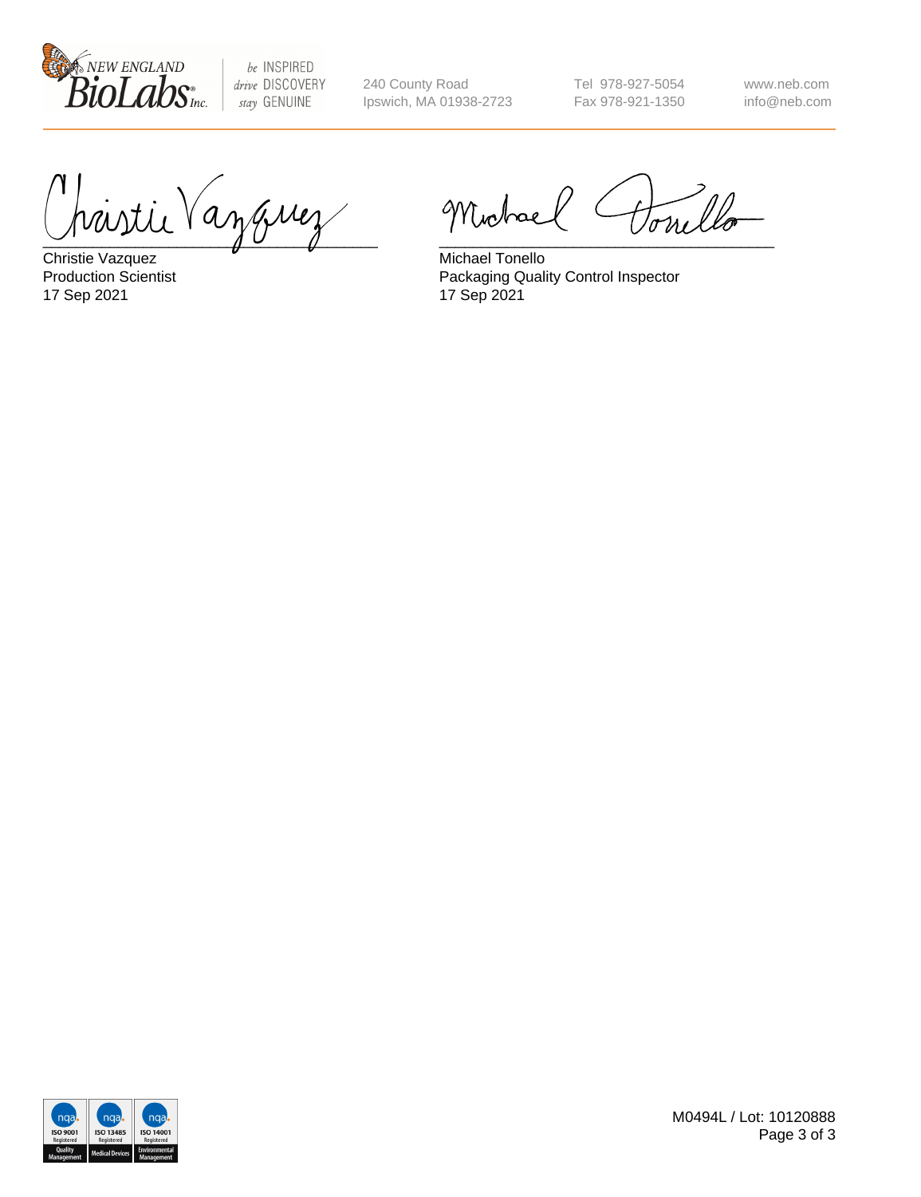NEW ENGLAND BioLabs® Inc.

be INSPIRED
drive DISCOVERY
stay GENUINE

240 County Road
Ipswich, MA 01938-2723

Tel 978-927-5054
Fax 978-921-1350

www.neb.com
info@neb.com

Christie Vazquez
Production Scientist
17 Sep 2021

Michael Tonello
Packaging Quality Control Inspector
17 Sep 2021

M0494L / Lot: 10120888